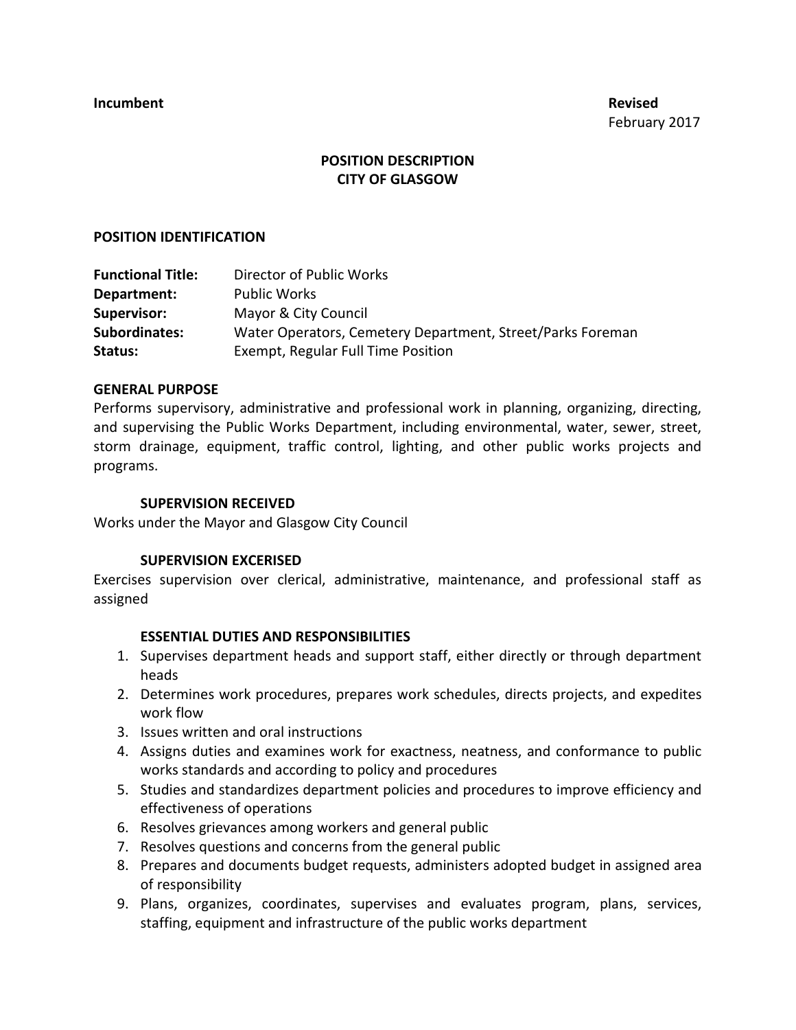**Incumbent** **Revised**
February 2017

# POSITION DESCRIPTION
# CITY OF GLASGOW

## POSITION IDENTIFICATION

| | |
|---|---|
| **Functional Title:** | Director of Public Works |
| **Department:** | Public Works |
| **Supervisor:** | Mayor & City Council |
| **Subordinates:** | Water Operators, Cemetery Department, Street/Parks Foreman |
| **Status:** | Exempt, Regular Full Time Position |

## GENERAL PURPOSE

Performs supervisory, administrative and professional work in planning, organizing, directing, and supervising the Public Works Department, including environmental, water, sewer, street, storm drainage, equipment, traffic control, lighting, and other public works projects and programs.

### SUPERVISION RECEIVED

Works under the Mayor and Glasgow City Council

### SUPERVISION EXCERISED

Exercises supervision over clerical, administrative, maintenance, and professional staff as assigned

### ESSENTIAL DUTIES AND RESPONSIBILITIES

1. Supervises department heads and support staff, either directly or through department heads
2. Determines work procedures, prepares work schedules, directs projects, and expedites work flow
3. Issues written and oral instructions
4. Assigns duties and examines work for exactness, neatness, and conformance to public works standards and according to policy and procedures
5. Studies and standardizes department policies and procedures to improve efficiency and effectiveness of operations
6. Resolves grievances among workers and general public
7. Resolves questions and concerns from the general public
8. Prepares and documents budget requests, administers adopted budget in assigned area of responsibility
9. Plans, organizes, coordinates, supervises and evaluates program, plans, services, staffing, equipment and infrastructure of the public works department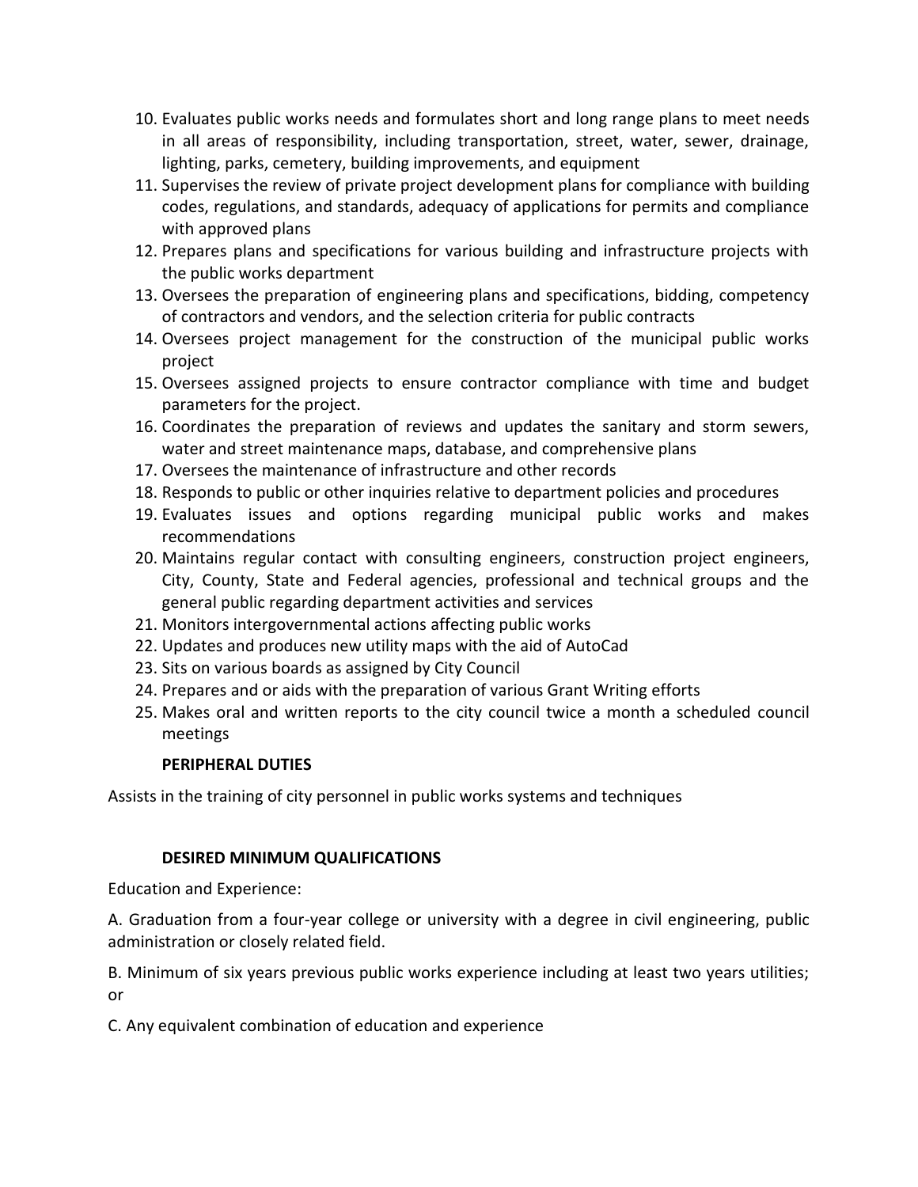10. Evaluates public works needs and formulates short and long range plans to meet needs in all areas of responsibility, including transportation, street, water, sewer, drainage, lighting, parks, cemetery, building improvements, and equipment
11. Supervises the review of private project development plans for compliance with building codes, regulations, and standards, adequacy of applications for permits and compliance with approved plans
12. Prepares plans and specifications for various building and infrastructure projects with the public works department
13. Oversees the preparation of engineering plans and specifications, bidding, competency of contractors and vendors, and the selection criteria for public contracts
14. Oversees project management for the construction of the municipal public works project
15. Oversees assigned projects to ensure contractor compliance with time and budget parameters for the project.
16. Coordinates the preparation of reviews and updates the sanitary and storm sewers, water and street maintenance maps, database, and comprehensive plans
17. Oversees the maintenance of infrastructure and other records
18. Responds to public or other inquiries relative to department policies and procedures
19. Evaluates issues and options regarding municipal public works and makes recommendations
20. Maintains regular contact with consulting engineers, construction project engineers, City, County, State and Federal agencies, professional and technical groups and the general public regarding department activities and services
21. Monitors intergovernmental actions affecting public works
22. Updates and produces new utility maps with the aid of AutoCad
23. Sits on various boards as assigned by City Council
24. Prepares and or aids with the preparation of various Grant Writing efforts
25. Makes oral and written reports to the city council twice a month a scheduled council meetings

**PERIPHERAL DUTIES**

Assists in the training of city personnel in public works systems and techniques

**DESIRED MINIMUM QUALIFICATIONS**

Education and Experience:

A. Graduation from a four-year college or university with a degree in civil engineering, public administration or closely related field.

B. Minimum of six years previous public works experience including at least two years utilities; or

C. Any equivalent combination of education and experience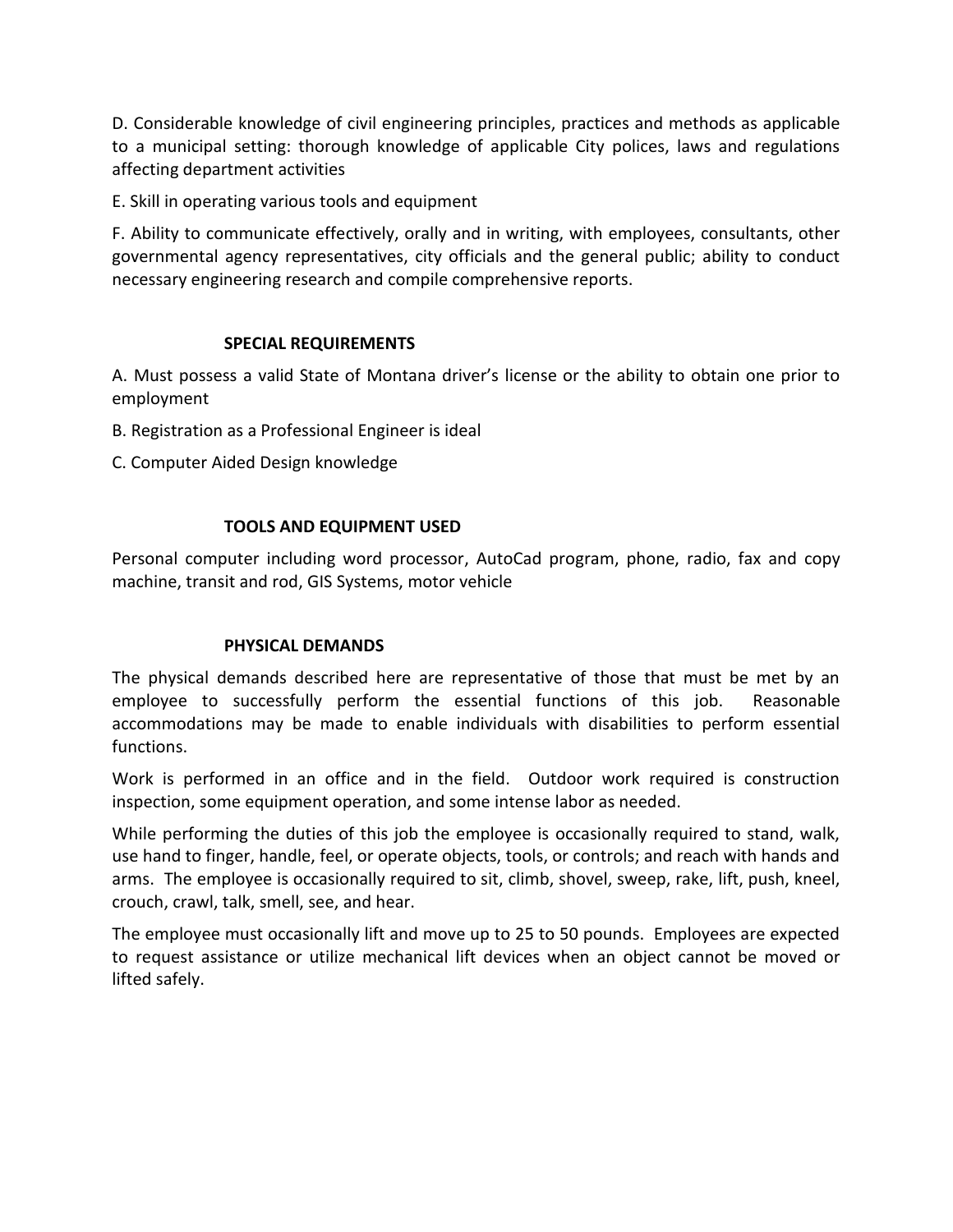D. Considerable knowledge of civil engineering principles, practices and methods as applicable to a municipal setting: thorough knowledge of applicable City polices, laws and regulations affecting department activities

E. Skill in operating various tools and equipment

F. Ability to communicate effectively, orally and in writing, with employees, consultants, other governmental agency representatives, city officials and the general public; ability to conduct necessary engineering research and compile comprehensive reports.

## SPECIAL REQUIREMENTS

A. Must possess a valid State of Montana driver's license or the ability to obtain one prior to employment

B. Registration as a Professional Engineer is ideal

C. Computer Aided Design knowledge

## TOOLS AND EQUIPMENT USED

Personal computer including word processor, AutoCad program, phone, radio, fax and copy machine, transit and rod, GIS Systems, motor vehicle

## PHYSICAL DEMANDS

The physical demands described here are representative of those that must be met by an employee to successfully perform the essential functions of this job. Reasonable accommodations may be made to enable individuals with disabilities to perform essential functions.

Work is performed in an office and in the field. Outdoor work required is construction inspection, some equipment operation, and some intense labor as needed.

While performing the duties of this job the employee is occasionally required to stand, walk, use hand to finger, handle, feel, or operate objects, tools, or controls; and reach with hands and arms. The employee is occasionally required to sit, climb, shovel, sweep, rake, lift, push, kneel, crouch, crawl, talk, smell, see, and hear.

The employee must occasionally lift and move up to 25 to 50 pounds. Employees are expected to request assistance or utilize mechanical lift devices when an object cannot be moved or lifted safely.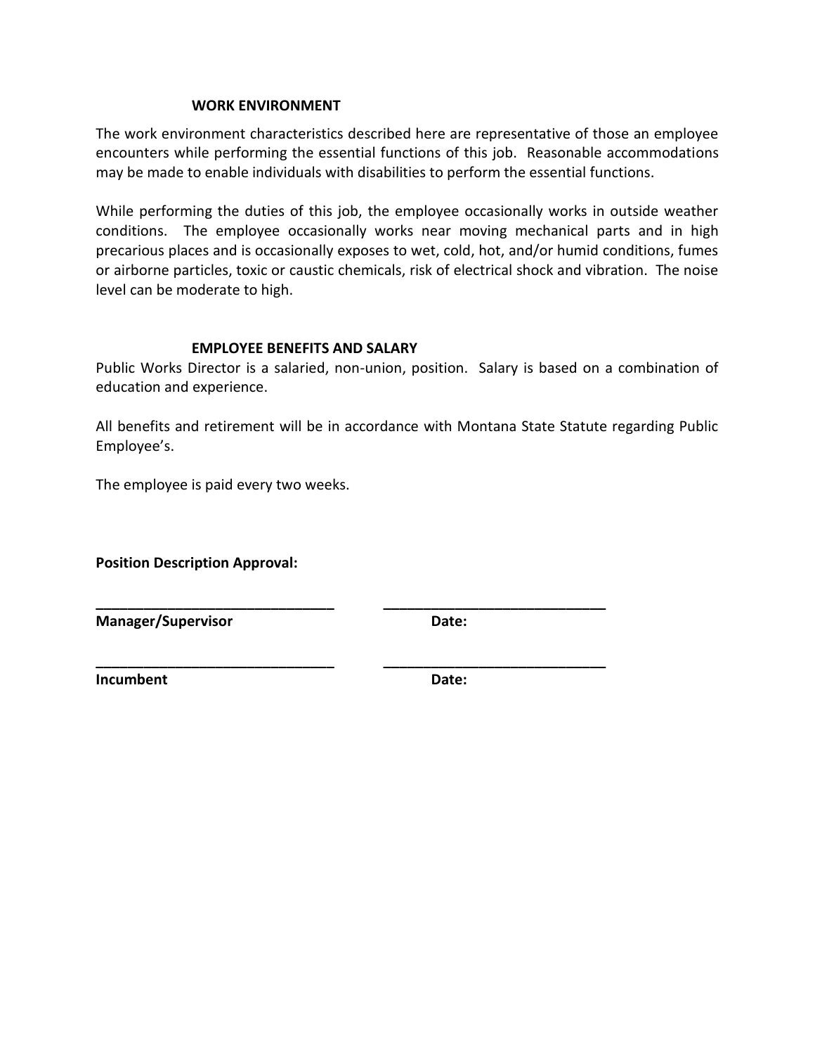## WORK ENVIRONMENT

The work environment characteristics described here are representative of those an employee encounters while performing the essential functions of this job. Reasonable accommodations may be made to enable individuals with disabilities to perform the essential functions.

While performing the duties of this job, the employee occasionally works in outside weather conditions. The employee occasionally works near moving mechanical parts and in high precarious places and is occasionally exposes to wet, cold, hot, and/or humid conditions, fumes or airborne particles, toxic or caustic chemicals, risk of electrical shock and vibration. The noise level can be moderate to high.

## EMPLOYEE BENEFITS AND SALARY

Public Works Director is a salaried, non-union, position. Salary is based on a combination of education and experience.

All benefits and retirement will be in accordance with Montana State Statute regarding Public Employee's.

The employee is paid every two weeks.

**Position Description Approval:**

______________________________ ______________________________

**Manager/Supervisor** **Date:**

______________________________ ______________________________

**Incumbent** **Date:**